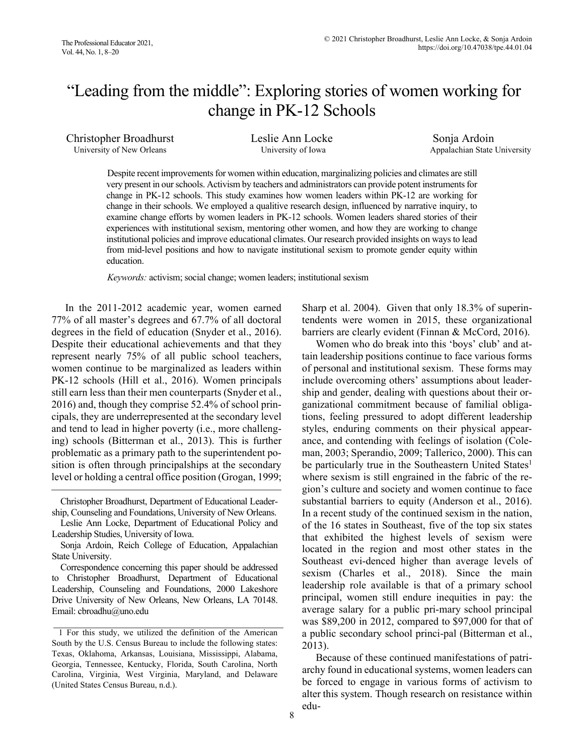# "Leading from the middle": Exploring stories of women working for change in PK-12 Schools

Christopher Broadhurst
University of New Orleans

Leslie Ann Locke
University of Iowa

Sonja Ardoin
Appalachian State University

Despite recent improvements for women within education, marginalizing policies and climates are still very present in our schools. Activism by teachers and administrators can provide potent instruments for change in PK-12 schools. This study examines how women leaders within PK-12 are working for change in their schools. We employed a qualitive research design, influenced by narrative inquiry, to examine change efforts by women leaders in PK-12 schools. Women leaders shared stories of their experiences with institutional sexism, mentoring other women, and how they are working to change institutional policies and improve educational climates. Our research provided insights on ways to lead from mid-level positions and how to navigate institutional sexism to promote gender equity within education.

*Keywords:* activism; social change; women leaders; institutional sexism

In the 2011-2012 academic year, women earned 77% of all master's degrees and 67.7% of all doctoral degrees in the field of education (Snyder et al., 2016). Despite their educational achievements and that they represent nearly 75% of all public school teachers, women continue to be marginalized as leaders within PK-12 schools (Hill et al., 2016). Women principals still earn less than their men counterparts (Snyder et al., 2016) and, though they comprise 52.4% of school principals, they are underrepresented at the secondary level and tend to lead in higher poverty (i.e., more challenging) schools (Bitterman et al., 2013). This is further problematic as a primary path to the superintendent position is often through principalships at the secondary level or holding a central office position (Grogan, 1999; Sharp et al. 2004). Given that only 18.3% of superintendents were women in 2015, these organizational barriers are clearly evident (Finnan & McCord, 2016).

Women who do break into this 'boys' club' and attain leadership positions continue to face various forms of personal and institutional sexism. These forms may include overcoming others' assumptions about leadership and gender, dealing with questions about their organizational commitment because of familial obligations, feeling pressured to adopt different leadership styles, enduring comments on their physical appearance, and contending with feelings of isolation (Coleman, 2003; Sperandio, 2009; Tallerico, 2000). This can be particularly true in the Southeastern United States[1] where sexism is still engrained in the fabric of the region's culture and society and women continue to face substantial barriers to equity (Anderson et al., 2016). In a recent study of the continued sexism in the nation, of the 16 states in Southeast, five of the top six states that exhibited the highest levels of sexism were located in the region and most other states in the Southeast evi-denced higher than average levels of sexism (Charles et al., 2018). Since the main leadership role available is that of a primary school principal, women still endure inequities in pay: the average salary for a public pri-mary school principal was $89,200 in 2012, compared to $97,000 for that of a public secondary school princi-pal (Bitterman et al., 2013).

Because of these continued manifestations of patriarchy found in educational systems, women leaders can be forced to engage in various forms of activism to alter this system. Though research on resistance within edu-

Christopher Broadhurst, Department of Educational Leadership, Counseling and Foundations, University of New Orleans.

Leslie Ann Locke, Department of Educational Policy and Leadership Studies, University of Iowa.

Sonja Ardoin, Reich College of Education, Appalachian State University.

Correspondence concerning this paper should be addressed to Christopher Broadhurst, Department of Educational Leadership, Counseling and Foundations, 2000 Lakeshore Drive University of New Orleans, New Orleans, LA 70148. Email: cbroadhu@uno.edu

[1] For this study, we utilized the definition of the American South by the U.S. Census Bureau to include the following states: Texas, Oklahoma, Arkansas, Louisiana, Mississippi, Alabama, Georgia, Tennessee, Kentucky, Florida, South Carolina, North Carolina, Virginia, West Virginia, Maryland, and Delaware (United States Census Bureau, n.d.).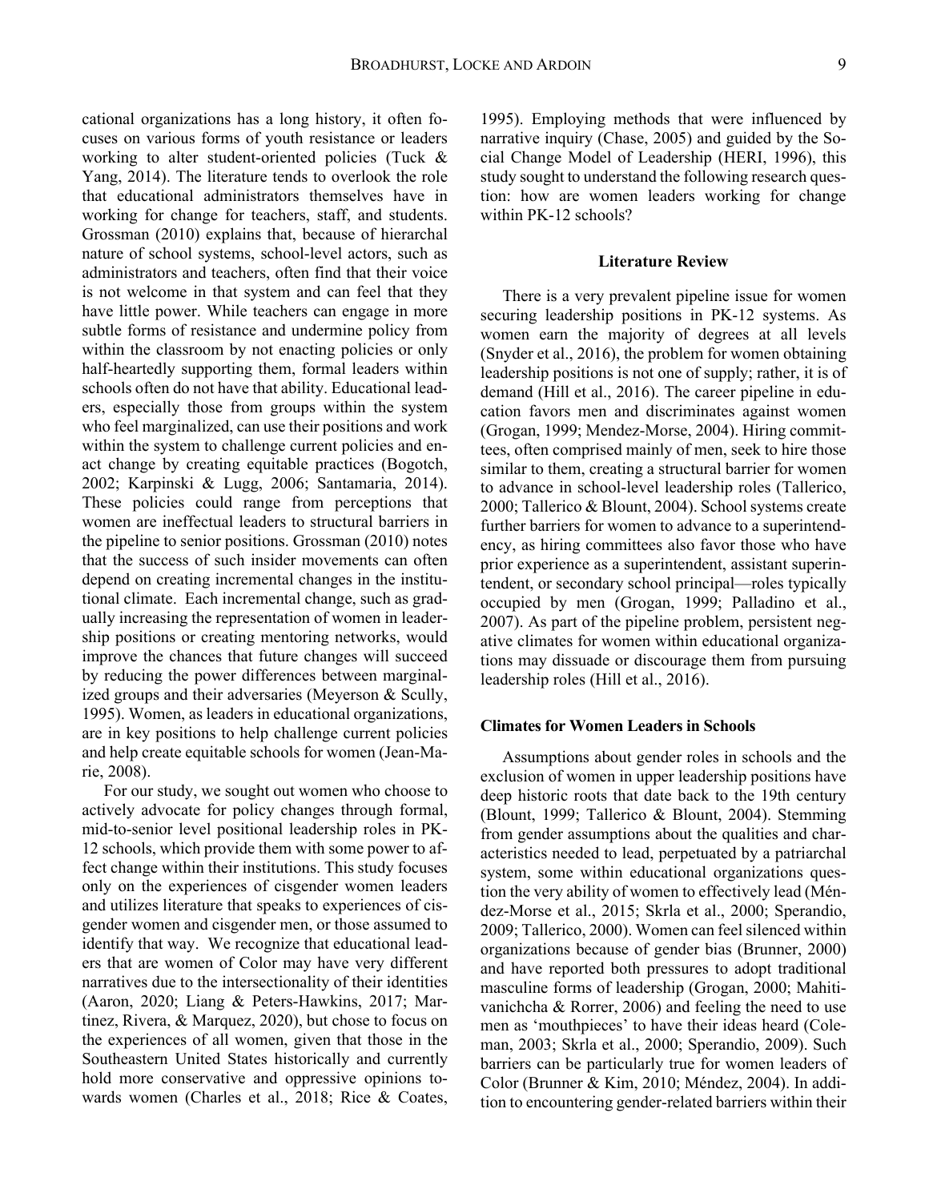cational organizations has a long history, it often focuses on various forms of youth resistance or leaders working to alter student-oriented policies (Tuck & Yang, 2014). The literature tends to overlook the role that educational administrators themselves have in working for change for teachers, staff, and students. Grossman (2010) explains that, because of hierarchal nature of school systems, school-level actors, such as administrators and teachers, often find that their voice is not welcome in that system and can feel that they have little power. While teachers can engage in more subtle forms of resistance and undermine policy from within the classroom by not enacting policies or only half-heartedly supporting them, formal leaders within schools often do not have that ability. Educational leaders, especially those from groups within the system who feel marginalized, can use their positions and work within the system to challenge current policies and enact change by creating equitable practices (Bogotch, 2002; Karpinski & Lugg, 2006; Santamaria, 2014). These policies could range from perceptions that women are ineffectual leaders to structural barriers in the pipeline to senior positions. Grossman (2010) notes that the success of such insider movements can often depend on creating incremental changes in the institutional climate. Each incremental change, such as gradually increasing the representation of women in leadership positions or creating mentoring networks, would improve the chances that future changes will succeed by reducing the power differences between marginalized groups and their adversaries (Meyerson & Scully, 1995). Women, as leaders in educational organizations, are in key positions to help challenge current policies and help create equitable schools for women (Jean-Marie, 2008).

For our study, we sought out women who choose to actively advocate for policy changes through formal, mid-to-senior level positional leadership roles in PK-12 schools, which provide them with some power to affect change within their institutions. This study focuses only on the experiences of cisgender women leaders and utilizes literature that speaks to experiences of cisgender women and cisgender men, or those assumed to identify that way. We recognize that educational leaders that are women of Color may have very different narratives due to the intersectionality of their identities (Aaron, 2020; Liang & Peters-Hawkins, 2017; Martinez, Rivera, & Marquez, 2020), but chose to focus on the experiences of all women, given that those in the Southeastern United States historically and currently hold more conservative and oppressive opinions towards women (Charles et al., 2018; Rice & Coates, 1995). Employing methods that were influenced by narrative inquiry (Chase, 2005) and guided by the Social Change Model of Leadership (HERI, 1996), this study sought to understand the following research question: how are women leaders working for change within PK-12 schools?

## Literature Review

There is a very prevalent pipeline issue for women securing leadership positions in PK-12 systems. As women earn the majority of degrees at all levels (Snyder et al., 2016), the problem for women obtaining leadership positions is not one of supply; rather, it is of demand (Hill et al., 2016). The career pipeline in education favors men and discriminates against women (Grogan, 1999; Mendez-Morse, 2004). Hiring committees, often comprised mainly of men, seek to hire those similar to them, creating a structural barrier for women to advance in school-level leadership roles (Tallerico, 2000; Tallerico & Blount, 2004). School systems create further barriers for women to advance to a superintendency, as hiring committees also favor those who have prior experience as a superintendent, assistant superintendent, or secondary school principal—roles typically occupied by men (Grogan, 1999; Palladino et al., 2007). As part of the pipeline problem, persistent negative climates for women within educational organizations may dissuade or discourage them from pursuing leadership roles (Hill et al., 2016).

### Climates for Women Leaders in Schools

Assumptions about gender roles in schools and the exclusion of women in upper leadership positions have deep historic roots that date back to the 19th century (Blount, 1999; Tallerico & Blount, 2004). Stemming from gender assumptions about the qualities and characteristics needed to lead, perpetuated by a patriarchal system, some within educational organizations question the very ability of women to effectively lead (Méndez-Morse et al., 2015; Skrla et al., 2000; Sperandio, 2009; Tallerico, 2000). Women can feel silenced within organizations because of gender bias (Brunner, 2000) and have reported both pressures to adopt traditional masculine forms of leadership (Grogan, 2000; Mahitivanichcha & Rorrer, 2006) and feeling the need to use men as 'mouthpieces' to have their ideas heard (Coleman, 2003; Skrla et al., 2000; Sperandio, 2009). Such barriers can be particularly true for women leaders of Color (Brunner & Kim, 2010; Méndez, 2004). In addition to encountering gender-related barriers within their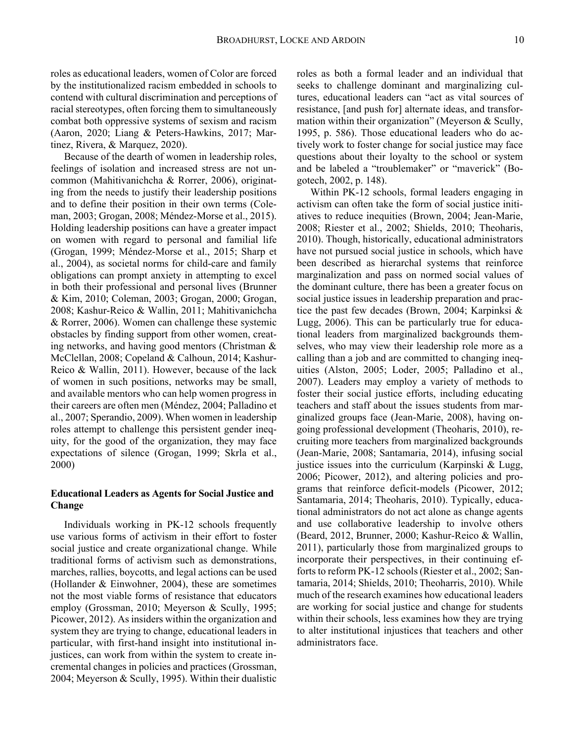roles as educational leaders, women of Color are forced by the institutionalized racism embedded in schools to contend with cultural discrimination and perceptions of racial stereotypes, often forcing them to simultaneously combat both oppressive systems of sexism and racism (Aaron, 2020; Liang & Peters-Hawkins, 2017; Martinez, Rivera, & Marquez, 2020).

Because of the dearth of women in leadership roles, feelings of isolation and increased stress are not uncommon (Mahitivanichcha & Rorrer, 2006), originating from the needs to justify their leadership positions and to define their position in their own terms (Coleman, 2003; Grogan, 2008; Méndez-Morse et al., 2015). Holding leadership positions can have a greater impact on women with regard to personal and familial life (Grogan, 1999; Méndez-Morse et al., 2015; Sharp et al., 2004), as societal norms for child-care and family obligations can prompt anxiety in attempting to excel in both their professional and personal lives (Brunner & Kim, 2010; Coleman, 2003; Grogan, 2000; Grogan, 2008; Kashur-Reico & Wallin, 2011; Mahitivanichcha & Rorrer, 2006). Women can challenge these systemic obstacles by finding support from other women, creating networks, and having good mentors (Christman & McClellan, 2008; Copeland & Calhoun, 2014; Kashur-Reico & Wallin, 2011). However, because of the lack of women in such positions, networks may be small, and available mentors who can help women progress in their careers are often men (Méndez, 2004; Palladino et al., 2007; Sperandio, 2009). When women in leadership roles attempt to challenge this persistent gender inequity, for the good of the organization, they may face expectations of silence (Grogan, 1999; Skrla et al., 2000)

### Educational Leaders as Agents for Social Justice and Change

Individuals working in PK-12 schools frequently use various forms of activism in their effort to foster social justice and create organizational change. While traditional forms of activism such as demonstrations, marches, rallies, boycotts, and legal actions can be used (Hollander & Einwohner, 2004), these are sometimes not the most viable forms of resistance that educators employ (Grossman, 2010; Meyerson & Scully, 1995; Picower, 2012). As insiders within the organization and system they are trying to change, educational leaders in particular, with first-hand insight into institutional injustices, can work from within the system to create incremental changes in policies and practices (Grossman, 2004; Meyerson & Scully, 1995). Within their dualistic roles as both a formal leader and an individual that seeks to challenge dominant and marginalizing cultures, educational leaders can "act as vital sources of resistance, [and push for] alternate ideas, and transformation within their organization" (Meyerson & Scully, 1995, p. 586). Those educational leaders who do actively work to foster change for social justice may face questions about their loyalty to the school or system and be labeled a "troublemaker" or "maverick" (Bogotech, 2002, p. 148).

Within PK-12 schools, formal leaders engaging in activism can often take the form of social justice initiatives to reduce inequities (Brown, 2004; Jean-Marie, 2008; Riester et al., 2002; Shields, 2010; Theoharis, 2010). Though, historically, educational administrators have not pursued social justice in schools, which have been described as hierarchal systems that reinforce marginalization and pass on normed social values of the dominant culture, there has been a greater focus on social justice issues in leadership preparation and practice the past few decades (Brown, 2004; Karpinksi & Lugg, 2006). This can be particularly true for educational leaders from marginalized backgrounds themselves, who may view their leadership role more as a calling than a job and are committed to changing inequities (Alston, 2005; Loder, 2005; Palladino et al., 2007). Leaders may employ a variety of methods to foster their social justice efforts, including educating teachers and staff about the issues students from marginalized groups face (Jean-Marie, 2008), having ongoing professional development (Theoharis, 2010), recruiting more teachers from marginalized backgrounds (Jean-Marie, 2008; Santamaria, 2014), infusing social justice issues into the curriculum (Karpinski & Lugg, 2006; Picower, 2012), and altering policies and programs that reinforce deficit-models (Picower, 2012; Santamaria, 2014; Theoharis, 2010). Typically, educational administrators do not act alone as change agents and use collaborative leadership to involve others (Beard, 2012, Brunner, 2000; Kashur-Reico & Wallin, 2011), particularly those from marginalized groups to incorporate their perspectives, in their continuing efforts to reform PK-12 schools (Riester et al., 2002; Santamaria, 2014; Shields, 2010; Theoharris, 2010). While much of the research examines how educational leaders are working for social justice and change for students within their schools, less examines how they are trying to alter institutional injustices that teachers and other administrators face.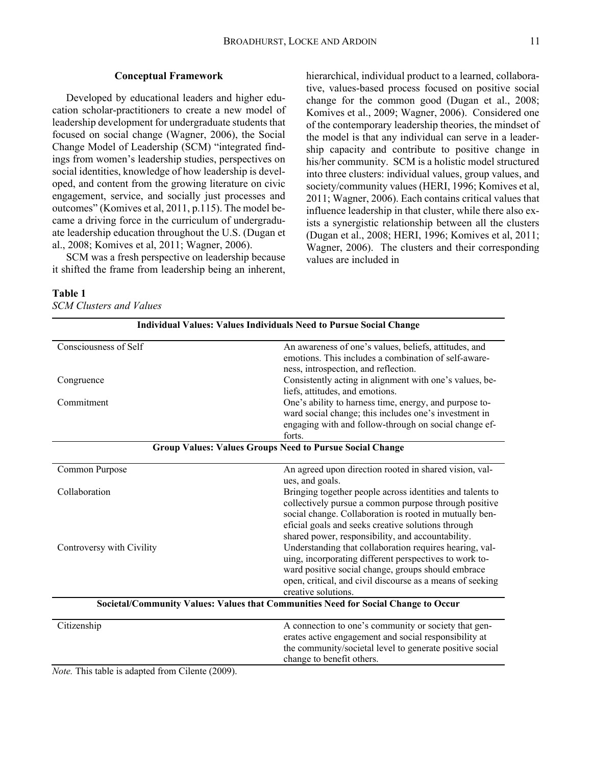## Conceptual Framework

Developed by educational leaders and higher education scholar-practitioners to create a new model of leadership development for undergraduate students that focused on social change (Wagner, 2006), the Social Change Model of Leadership (SCM) "integrated findings from women's leadership studies, perspectives on social identities, knowledge of how leadership is developed, and content from the growing literature on civic engagement, service, and socially just processes and outcomes" (Komives et al, 2011, p.115). The model became a driving force in the curriculum of undergraduate leadership education throughout the U.S. (Dugan et al., 2008; Komives et al, 2011; Wagner, 2006).

SCM was a fresh perspective on leadership because it shifted the frame from leadership being an inherent, hierarchical, individual product to a learned, collaborative, values-based process focused on positive social change for the common good (Dugan et al., 2008; Komives et al., 2009; Wagner, 2006). Considered one of the contemporary leadership theories, the mindset of the model is that any individual can serve in a leadership capacity and contribute to positive change in his/her community. SCM is a holistic model structured into three clusters: individual values, group values, and society/community values (HERI, 1996; Komives et al, 2011; Wagner, 2006). Each contains critical values that influence leadership in that cluster, while there also exists a synergistic relationship between all the clusters (Dugan et al., 2008; HERI, 1996; Komives et al, 2011; Wagner, 2006). The clusters and their corresponding values are included in

**Table 1**
*SCM Clusters and Values*

| | |
|---|---|
| **Individual Values: Values Individuals Need to Pursue Social Change** | |
| Consciousness of Self | An awareness of one's values, beliefs, attitudes, and emotions. This includes a combination of self-awareness, introspection, and reflection. |
| Congruence | Consistently acting in alignment with one's values, beliefs, attitudes, and emotions. |
| Commitment | One's ability to harness time, energy, and purpose toward social change; this includes one's investment in engaging with and follow-through on social change efforts. |
| **Group Values: Values Groups Need to Pursue Social Change** | |
| Common Purpose | An agreed upon direction rooted in shared vision, values, and goals. |
| Collaboration | Bringing together people across identities and talents to collectively pursue a common purpose through positive social change. Collaboration is rooted in mutually beneficial goals and seeks creative solutions through shared power, responsibility, and accountability. |
| Controversy with Civility | Understanding that collaboration requires hearing, valuing, incorporating different perspectives to work toward positive social change, groups should embrace open, critical, and civil discourse as a means of seeking creative solutions. |
| **Societal/Community Values: Values that Communities Need for Social Change to Occur** | |
| Citizenship | A connection to one's community or society that generates active engagement and social responsibility at the community/societal level to generate positive social change to benefit others. |

*Note.* This table is adapted from Cilente (2009).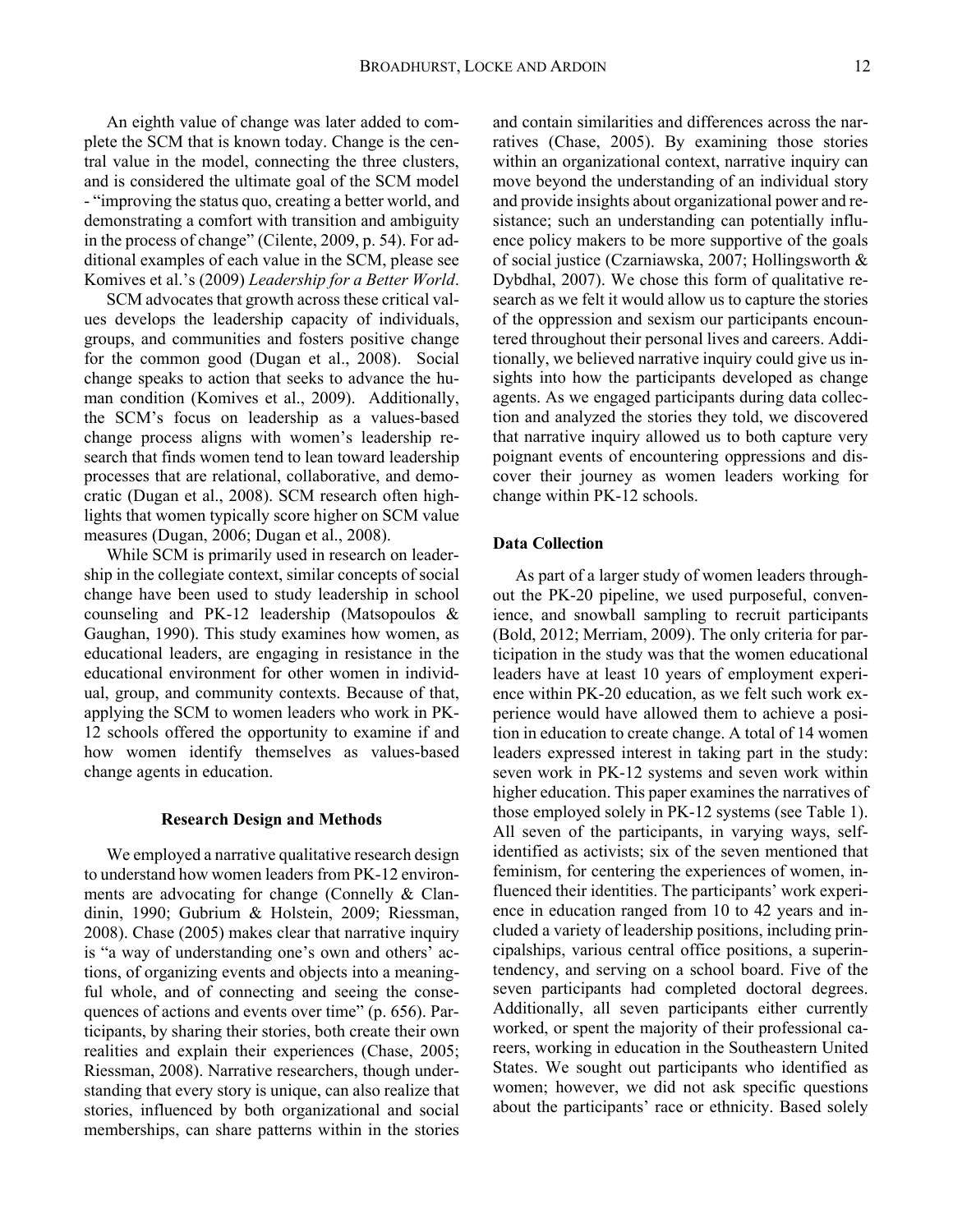An eighth value of change was later added to complete the SCM that is known today. Change is the central value in the model, connecting the three clusters, and is considered the ultimate goal of the SCM model - "improving the status quo, creating a better world, and demonstrating a comfort with transition and ambiguity in the process of change" (Cilente, 2009, p. 54). For additional examples of each value in the SCM, please see Komives et al.'s (2009) *Leadership for a Better World*.

SCM advocates that growth across these critical values develops the leadership capacity of individuals, groups, and communities and fosters positive change for the common good (Dugan et al., 2008). Social change speaks to action that seeks to advance the human condition (Komives et al., 2009). Additionally, the SCM's focus on leadership as a values-based change process aligns with women's leadership research that finds women tend to lean toward leadership processes that are relational, collaborative, and democratic (Dugan et al., 2008). SCM research often highlights that women typically score higher on SCM value measures (Dugan, 2006; Dugan et al., 2008).

While SCM is primarily used in research on leadership in the collegiate context, similar concepts of social change have been used to study leadership in school counseling and PK-12 leadership (Matsopoulos & Gaughan, 1990). This study examines how women, as educational leaders, are engaging in resistance in the educational environment for other women in individual, group, and community contexts. Because of that, applying the SCM to women leaders who work in PK-12 schools offered the opportunity to examine if and how women identify themselves as values-based change agents in education.

## Research Design and Methods

We employed a narrative qualitative research design to understand how women leaders from PK-12 environments are advocating for change (Connelly & Clandinin, 1990; Gubrium & Holstein, 2009; Riessman, 2008). Chase (2005) makes clear that narrative inquiry is "a way of understanding one's own and others' actions, of organizing events and objects into a meaningful whole, and of connecting and seeing the consequences of actions and events over time" (p. 656). Participants, by sharing their stories, both create their own realities and explain their experiences (Chase, 2005; Riessman, 2008). Narrative researchers, though understanding that every story is unique, can also realize that stories, influenced by both organizational and social memberships, can share patterns within in the stories and contain similarities and differences across the narratives (Chase, 2005). By examining those stories within an organizational context, narrative inquiry can move beyond the understanding of an individual story and provide insights about organizational power and resistance; such an understanding can potentially influence policy makers to be more supportive of the goals of social justice (Czarniawska, 2007; Hollingsworth & Dybdhal, 2007). We chose this form of qualitative research as we felt it would allow us to capture the stories of the oppression and sexism our participants encountered throughout their personal lives and careers. Additionally, we believed narrative inquiry could give us insights into how the participants developed as change agents. As we engaged participants during data collection and analyzed the stories they told, we discovered that narrative inquiry allowed us to both capture very poignant events of encountering oppressions and discover their journey as women leaders working for change within PK-12 schools.

### Data Collection

As part of a larger study of women leaders throughout the PK-20 pipeline, we used purposeful, convenience, and snowball sampling to recruit participants (Bold, 2012; Merriam, 2009). The only criteria for participation in the study was that the women educational leaders have at least 10 years of employment experience within PK-20 education, as we felt such work experience would have allowed them to achieve a position in education to create change. A total of 14 women leaders expressed interest in taking part in the study: seven work in PK-12 systems and seven work within higher education. This paper examines the narratives of those employed solely in PK-12 systems (see Table 1). All seven of the participants, in varying ways, self-identified as activists; six of the seven mentioned that feminism, for centering the experiences of women, influenced their identities. The participants' work experience in education ranged from 10 to 42 years and included a variety of leadership positions, including principalships, various central office positions, a superintendency, and serving on a school board. Five of the seven participants had completed doctoral degrees. Additionally, all seven participants either currently worked, or spent the majority of their professional careers, working in education in the Southeastern United States. We sought out participants who identified as women; however, we did not ask specific questions about the participants' race or ethnicity. Based solely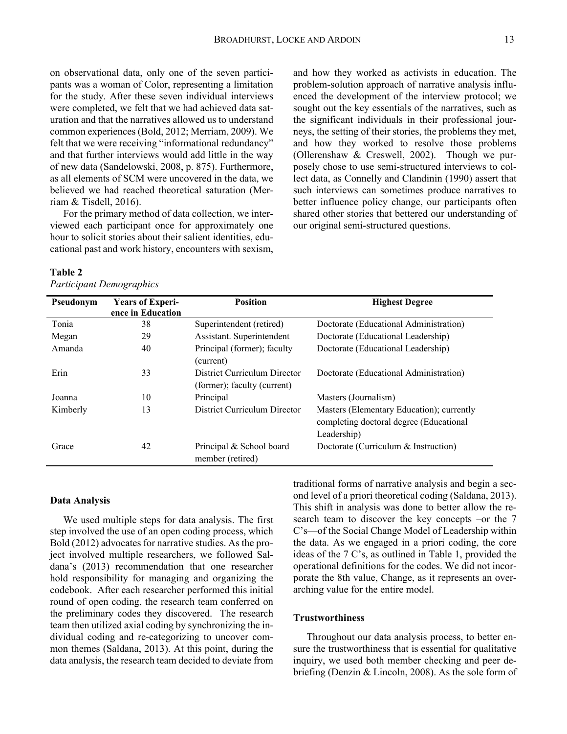on observational data, only one of the seven participants was a woman of Color, representing a limitation for the study. After these seven individual interviews were completed, we felt that we had achieved data saturation and that the narratives allowed us to understand common experiences (Bold, 2012; Merriam, 2009). We felt that we were receiving "informational redundancy" and that further interviews would add little in the way of new data (Sandelowski, 2008, p. 875). Furthermore, as all elements of SCM were uncovered in the data, we believed we had reached theoretical saturation (Merriam & Tisdell, 2016).

For the primary method of data collection, we interviewed each participant once for approximately one hour to solicit stories about their salient identities, educational past and work history, encounters with sexism, and how they worked as activists in education. The problem-solution approach of narrative analysis influenced the development of the interview protocol; we sought out the key essentials of the narratives, such as the significant individuals in their professional journeys, the setting of their stories, the problems they met, and how they worked to resolve those problems (Ollerenshaw & Creswell, 2002). Though we purposely chose to use semi-structured interviews to collect data, as Connelly and Clandinin (1990) assert that such interviews can sometimes produce narratives to better influence policy change, our participants often shared other stories that bettered our understanding of our original semi-structured questions.

**Table 2**

*Participant Demographics*

| Pseudonym | Years of Experience in Education | Position | Highest Degree |
|---|---|---|---|
| Tonia | 38 | Superintendent (retired) | Doctorate (Educational Administration) |
| Megan | 29 | Assistant. Superintendent | Doctorate (Educational Leadership) |
| Amanda | 40 | Principal (former); faculty (current) | Doctorate (Educational Leadership) |
| Erin | 33 | District Curriculum Director (former); faculty (current) | Doctorate (Educational Administration) |
| Joanna | 10 | Principal | Masters (Journalism) |
| Kimberly | 13 | District Curriculum Director | Masters (Elementary Education); currently completing doctoral degree (Educational Leadership) |
| Grace | 42 | Principal & School board member (retired) | Doctorate (Curriculum & Instruction) |

### Data Analysis

We used multiple steps for data analysis. The first step involved the use of an open coding process, which Bold (2012) advocates for narrative studies. As the project involved multiple researchers, we followed Saldana's (2013) recommendation that one researcher hold responsibility for managing and organizing the codebook. After each researcher performed this initial round of open coding, the research team conferred on the preliminary codes they discovered. The research team then utilized axial coding by synchronizing the individual coding and re-categorizing to uncover common themes (Saldana, 2013). At this point, during the data analysis, the research team decided to deviate from traditional forms of narrative analysis and begin a second level of a priori theoretical coding (Saldana, 2013). This shift in analysis was done to better allow the research team to discover the key concepts –or the 7 C's—of the Social Change Model of Leadership within the data. As we engaged in a priori coding, the core ideas of the 7 C's, as outlined in Table 1, provided the operational definitions for the codes. We did not incorporate the 8th value, Change, as it represents an overarching value for the entire model.

### Trustworthiness

Throughout our data analysis process, to better ensure the trustworthiness that is essential for qualitative inquiry, we used both member checking and peer debriefing (Denzin & Lincoln, 2008). As the sole form of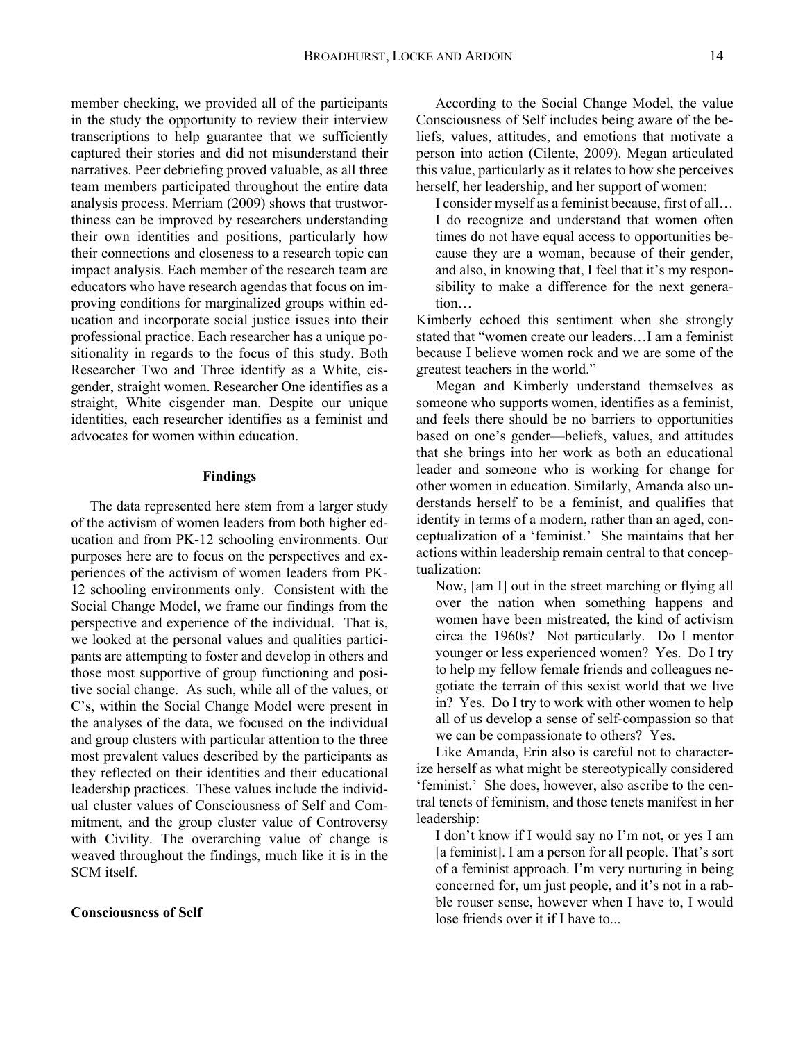member checking, we provided all of the participants in the study the opportunity to review their interview transcriptions to help guarantee that we sufficiently captured their stories and did not misunderstand their narratives. Peer debriefing proved valuable, as all three team members participated throughout the entire data analysis process. Merriam (2009) shows that trustworthiness can be improved by researchers understanding their own identities and positions, particularly how their connections and closeness to a research topic can impact analysis. Each member of the research team are educators who have research agendas that focus on improving conditions for marginalized groups within education and incorporate social justice issues into their professional practice. Each researcher has a unique positionality in regards to the focus of this study. Both Researcher Two and Three identify as a White, cisgender, straight women. Researcher One identifies as a straight, White cisgender man. Despite our unique identities, each researcher identifies as a feminist and advocates for women within education.

## Findings

The data represented here stem from a larger study of the activism of women leaders from both higher education and from PK-12 schooling environments. Our purposes here are to focus on the perspectives and experiences of the activism of women leaders from PK-12 schooling environments only. Consistent with the Social Change Model, we frame our findings from the perspective and experience of the individual. That is, we looked at the personal values and qualities participants are attempting to foster and develop in others and those most supportive of group functioning and positive social change. As such, while all of the values, or C's, within the Social Change Model were present in the analyses of the data, we focused on the individual and group clusters with particular attention to the three most prevalent values described by the participants as they reflected on their identities and their educational leadership practices. These values include the individual cluster values of Consciousness of Self and Commitment, and the group cluster value of Controversy with Civility. The overarching value of change is weaved throughout the findings, much like it is in the SCM itself.

### Consciousness of Self

According to the Social Change Model, the value Consciousness of Self includes being aware of the beliefs, values, attitudes, and emotions that motivate a person into action (Cilente, 2009). Megan articulated this value, particularly as it relates to how she perceives herself, her leadership, and her support of women:

> I consider myself as a feminist because, first of all… I do recognize and understand that women often times do not have equal access to opportunities because they are a woman, because of their gender, and also, in knowing that, I feel that it's my responsibility to make a difference for the next generation…

Kimberly echoed this sentiment when she strongly stated that "women create our leaders…I am a feminist because I believe women rock and we are some of the greatest teachers in the world."

Megan and Kimberly understand themselves as someone who supports women, identifies as a feminist, and feels there should be no barriers to opportunities based on one's gender—beliefs, values, and attitudes that she brings into her work as both an educational leader and someone who is working for change for other women in education. Similarly, Amanda also understands herself to be a feminist, and qualifies that identity in terms of a modern, rather than an aged, conceptualization of a 'feminist.' She maintains that her actions within leadership remain central to that conceptualization:

> Now, [am I] out in the street marching or flying all over the nation when something happens and women have been mistreated, the kind of activism circa the 1960s? Not particularly. Do I mentor younger or less experienced women? Yes. Do I try to help my fellow female friends and colleagues negotiate the terrain of this sexist world that we live in? Yes. Do I try to work with other women to help all of us develop a sense of self-compassion so that we can be compassionate to others? Yes.

Like Amanda, Erin also is careful not to characterize herself as what might be stereotypically considered 'feminist.' She does, however, also ascribe to the central tenets of feminism, and those tenets manifest in her leadership:

> I don't know if I would say no I'm not, or yes I am [a feminist]. I am a person for all people. That's sort of a feminist approach. I'm very nurturing in being concerned for, um just people, and it's not in a rabble rouser sense, however when I have to, I would lose friends over it if I have to...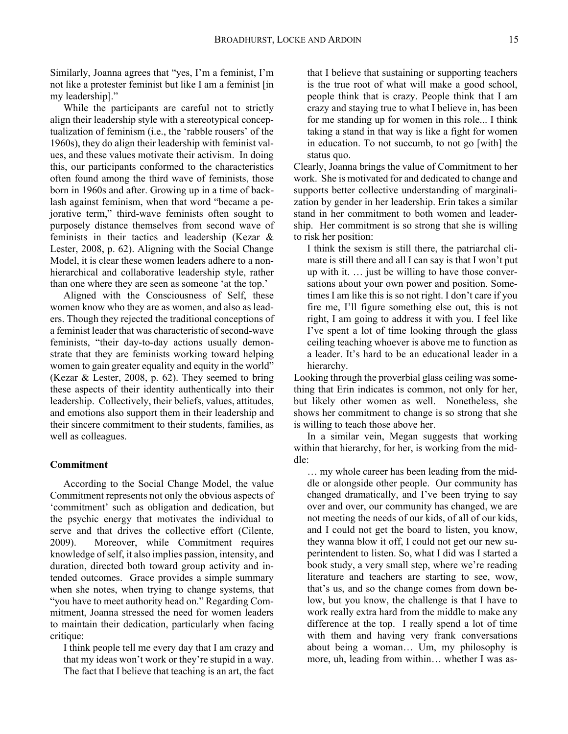Similarly, Joanna agrees that "yes, I'm a feminist, I'm not like a protester feminist but like I am a feminist [in my leadership]."

While the participants are careful not to strictly align their leadership style with a stereotypical conceptualization of feminism (i.e., the 'rabble rousers' of the 1960s), they do align their leadership with feminist values, and these values motivate their activism. In doing this, our participants conformed to the characteristics often found among the third wave of feminists, those born in 1960s and after. Growing up in a time of backlash against feminism, when that word "became a pejorative term," third-wave feminists often sought to purposely distance themselves from second wave of feminists in their tactics and leadership (Kezar & Lester, 2008, p. 62). Aligning with the Social Change Model, it is clear these women leaders adhere to a non-hierarchical and collaborative leadership style, rather than one where they are seen as someone 'at the top.'

Aligned with the Consciousness of Self, these women know who they are as women, and also as leaders. Though they rejected the traditional conceptions of a feminist leader that was characteristic of second-wave feminists, "their day-to-day actions usually demonstrate that they are feminists working toward helping women to gain greater equality and equity in the world" (Kezar & Lester, 2008, p. 62). They seemed to bring these aspects of their identity authentically into their leadership. Collectively, their beliefs, values, attitudes, and emotions also support them in their leadership and their sincere commitment to their students, families, as well as colleagues.

### Commitment

According to the Social Change Model, the value Commitment represents not only the obvious aspects of 'commitment' such as obligation and dedication, but the psychic energy that motivates the individual to serve and that drives the collective effort (Cilente, 2009). Moreover, while Commitment requires knowledge of self, it also implies passion, intensity, and duration, directed both toward group activity and intended outcomes. Grace provides a simple summary when she notes, when trying to change systems, that "you have to meet authority head on." Regarding Commitment, Joanna stressed the need for women leaders to maintain their dedication, particularly when facing critique:

> I think people tell me every day that I am crazy and that my ideas won't work or they're stupid in a way. The fact that I believe that teaching is an art, the fact that I believe that sustaining or supporting teachers is the true root of what will make a good school, people think that is crazy. People think that I am crazy and staying true to what I believe in, has been for me standing up for women in this role... I think taking a stand in that way is like a fight for women in education. To not succumb, to not go [with] the status quo.

Clearly, Joanna brings the value of Commitment to her work. She is motivated for and dedicated to change and supports better collective understanding of marginalization by gender in her leadership. Erin takes a similar stand in her commitment to both women and leadership. Her commitment is so strong that she is willing to risk her position:

> I think the sexism is still there, the patriarchal climate is still there and all I can say is that I won't put up with it. … just be willing to have those conversations about your own power and position. Sometimes I am like this is so not right. I don't care if you fire me, I'll figure something else out, this is not right, I am going to address it with you. I feel like I've spent a lot of time looking through the glass ceiling teaching whoever is above me to function as a leader. It's hard to be an educational leader in a hierarchy.

Looking through the proverbial glass ceiling was something that Erin indicates is common, not only for her, but likely other women as well. Nonetheless, she shows her commitment to change is so strong that she is willing to teach those above her.

In a similar vein, Megan suggests that working within that hierarchy, for her, is working from the middle:

> … my whole career has been leading from the middle or alongside other people. Our community has changed dramatically, and I've been trying to say over and over, our community has changed, we are not meeting the needs of our kids, of all of our kids, and I could not get the board to listen, you know, they wanna blow it off, I could not get our new superintendent to listen. So, what I did was I started a book study, a very small step, where we're reading literature and teachers are starting to see, wow, that's us, and so the change comes from down below, but you know, the challenge is that I have to work really extra hard from the middle to make any difference at the top. I really spend a lot of time with them and having very frank conversations about being a woman… Um, my philosophy is more, uh, leading from within… whether I was as-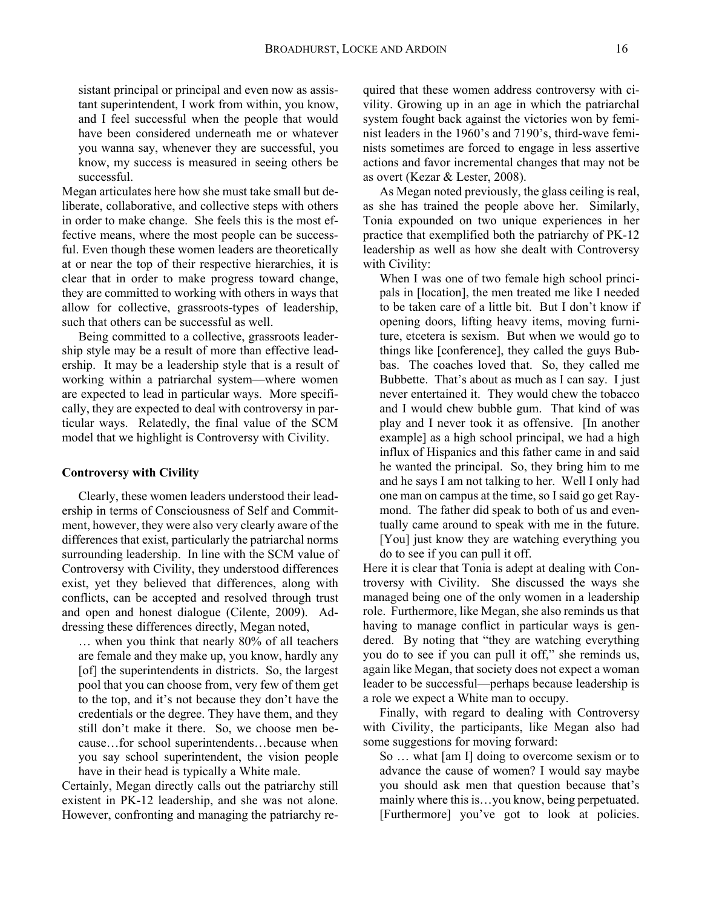sistant principal or principal and even now as assistant superintendent, I work from within, you know, and I feel successful when the people that would have been considered underneath me or whatever you wanna say, whenever they are successful, you know, my success is measured in seeing others be successful.

Megan articulates here how she must take small but deliberate, collaborative, and collective steps with others in order to make change. She feels this is the most effective means, where the most people can be successful. Even though these women leaders are theoretically at or near the top of their respective hierarchies, it is clear that in order to make progress toward change, they are committed to working with others in ways that allow for collective, grassroots-types of leadership, such that others can be successful as well.

Being committed to a collective, grassroots leadership style may be a result of more than effective leadership. It may be a leadership style that is a result of working within a patriarchal system—where women are expected to lead in particular ways. More specifically, they are expected to deal with controversy in particular ways. Relatedly, the final value of the SCM model that we highlight is Controversy with Civility.

### Controversy with Civility

Clearly, these women leaders understood their leadership in terms of Consciousness of Self and Commitment, however, they were also very clearly aware of the differences that exist, particularly the patriarchal norms surrounding leadership. In line with the SCM value of Controversy with Civility, they understood differences exist, yet they believed that differences, along with conflicts, can be accepted and resolved through trust and open and honest dialogue (Cilente, 2009). Addressing these differences directly, Megan noted,

> … when you think that nearly 80% of all teachers are female and they make up, you know, hardly any [of] the superintendents in districts. So, the largest pool that you can choose from, very few of them get to the top, and it's not because they don't have the credentials or the degree. They have them, and they still don't make it there. So, we choose men because…for school superintendents…because when you say school superintendent, the vision people have in their head is typically a White male.

Certainly, Megan directly calls out the patriarchy still existent in PK-12 leadership, and she was not alone. However, confronting and managing the patriarchy required that these women address controversy with civility. Growing up in an age in which the patriarchal system fought back against the victories won by feminist leaders in the 1960's and 7190's, third-wave feminists sometimes are forced to engage in less assertive actions and favor incremental changes that may not be as overt (Kezar & Lester, 2008).

As Megan noted previously, the glass ceiling is real, as she has trained the people above her. Similarly, Tonia expounded on two unique experiences in her practice that exemplified both the patriarchy of PK-12 leadership as well as how she dealt with Controversy with Civility:

> When I was one of two female high school principals in [location], the men treated me like I needed to be taken care of a little bit. But I don't know if opening doors, lifting heavy items, moving furniture, etcetera is sexism. But when we would go to things like [conference], they called the guys Bubbas. The coaches loved that. So, they called me Bubbette. That's about as much as I can say. I just never entertained it. They would chew the tobacco and I would chew bubble gum. That kind of was play and I never took it as offensive. [In another example] as a high school principal, we had a high influx of Hispanics and this father came in and said he wanted the principal. So, they bring him to me and he says I am not talking to her. Well I only had one man on campus at the time, so I said go get Raymond. The father did speak to both of us and eventually came around to speak with me in the future. [You] just know they are watching everything you do to see if you can pull it off.

Here it is clear that Tonia is adept at dealing with Controversy with Civility. She discussed the ways she managed being one of the only women in a leadership role. Furthermore, like Megan, she also reminds us that having to manage conflict in particular ways is gendered. By noting that "they are watching everything you do to see if you can pull it off," she reminds us, again like Megan, that society does not expect a woman leader to be successful—perhaps because leadership is a role we expect a White man to occupy.

Finally, with regard to dealing with Controversy with Civility, the participants, like Megan also had some suggestions for moving forward:

> So … what [am I] doing to overcome sexism or to advance the cause of women? I would say maybe you should ask men that question because that's mainly where this is…you know, being perpetuated. [Furthermore] you've got to look at policies.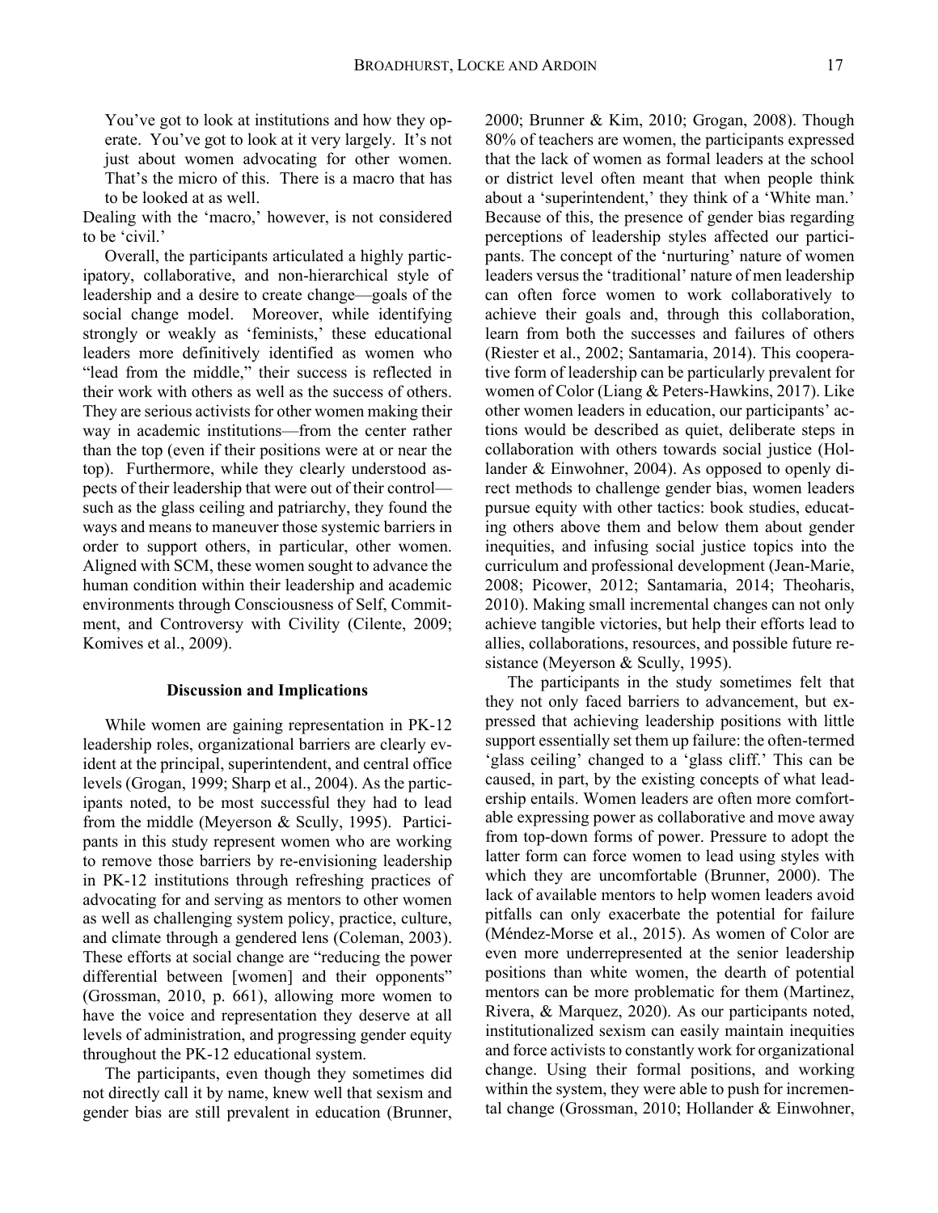> You've got to look at institutions and how they operate. You've got to look at it very largely. It's not just about women advocating for other women. That's the micro of this. There is a macro that has to be looked at as well.

Dealing with the 'macro,' however, is not considered to be 'civil.'

Overall, the participants articulated a highly participatory, collaborative, and non-hierarchical style of leadership and a desire to create change—goals of the social change model. Moreover, while identifying strongly or weakly as 'feminists,' these educational leaders more definitively identified as women who "lead from the middle," their success is reflected in their work with others as well as the success of others. They are serious activists for other women making their way in academic institutions—from the center rather than the top (even if their positions were at or near the top). Furthermore, while they clearly understood aspects of their leadership that were out of their control—such as the glass ceiling and patriarchy, they found the ways and means to maneuver those systemic barriers in order to support others, in particular, other women. Aligned with SCM, these women sought to advance the human condition within their leadership and academic environments through Consciousness of Self, Commitment, and Controversy with Civility (Cilente, 2009; Komives et al., 2009).

## Discussion and Implications

While women are gaining representation in PK-12 leadership roles, organizational barriers are clearly evident at the principal, superintendent, and central office levels (Grogan, 1999; Sharp et al., 2004). As the participants noted, to be most successful they had to lead from the middle (Meyerson & Scully, 1995). Participants in this study represent women who are working to remove those barriers by re-envisioning leadership in PK-12 institutions through refreshing practices of advocating for and serving as mentors to other women as well as challenging system policy, practice, culture, and climate through a gendered lens (Coleman, 2003). These efforts at social change are "reducing the power differential between [women] and their opponents" (Grossman, 2010, p. 661), allowing more women to have the voice and representation they deserve at all levels of administration, and progressing gender equity throughout the PK-12 educational system.

The participants, even though they sometimes did not directly call it by name, knew well that sexism and gender bias are still prevalent in education (Brunner, 2000; Brunner & Kim, 2010; Grogan, 2008). Though 80% of teachers are women, the participants expressed that the lack of women as formal leaders at the school or district level often meant that when people think about a 'superintendent,' they think of a 'White man.' Because of this, the presence of gender bias regarding perceptions of leadership styles affected our participants. The concept of the 'nurturing' nature of women leaders versus the 'traditional' nature of men leadership can often force women to work collaboratively to achieve their goals and, through this collaboration, learn from both the successes and failures of others (Riester et al., 2002; Santamaria, 2014). This cooperative form of leadership can be particularly prevalent for women of Color (Liang & Peters-Hawkins, 2017). Like other women leaders in education, our participants' actions would be described as quiet, deliberate steps in collaboration with others towards social justice (Hollander & Einwohner, 2004). As opposed to openly direct methods to challenge gender bias, women leaders pursue equity with other tactics: book studies, educating others above them and below them about gender inequities, and infusing social justice topics into the curriculum and professional development (Jean-Marie, 2008; Picower, 2012; Santamaria, 2014; Theoharis, 2010). Making small incremental changes can not only achieve tangible victories, but help their efforts lead to allies, collaborations, resources, and possible future resistance (Meyerson & Scully, 1995).

The participants in the study sometimes felt that they not only faced barriers to advancement, but expressed that achieving leadership positions with little support essentially set them up failure: the often-termed 'glass ceiling' changed to a 'glass cliff.' This can be caused, in part, by the existing concepts of what leadership entails. Women leaders are often more comfortable expressing power as collaborative and move away from top-down forms of power. Pressure to adopt the latter form can force women to lead using styles with which they are uncomfortable (Brunner, 2000). The lack of available mentors to help women leaders avoid pitfalls can only exacerbate the potential for failure (Méndez-Morse et al., 2015). As women of Color are even more underrepresented at the senior leadership positions than white women, the dearth of potential mentors can be more problematic for them (Martinez, Rivera, & Marquez, 2020). As our participants noted, institutionalized sexism can easily maintain inequities and force activists to constantly work for organizational change. Using their formal positions, and working within the system, they were able to push for incremental change (Grossman, 2010; Hollander & Einwohner,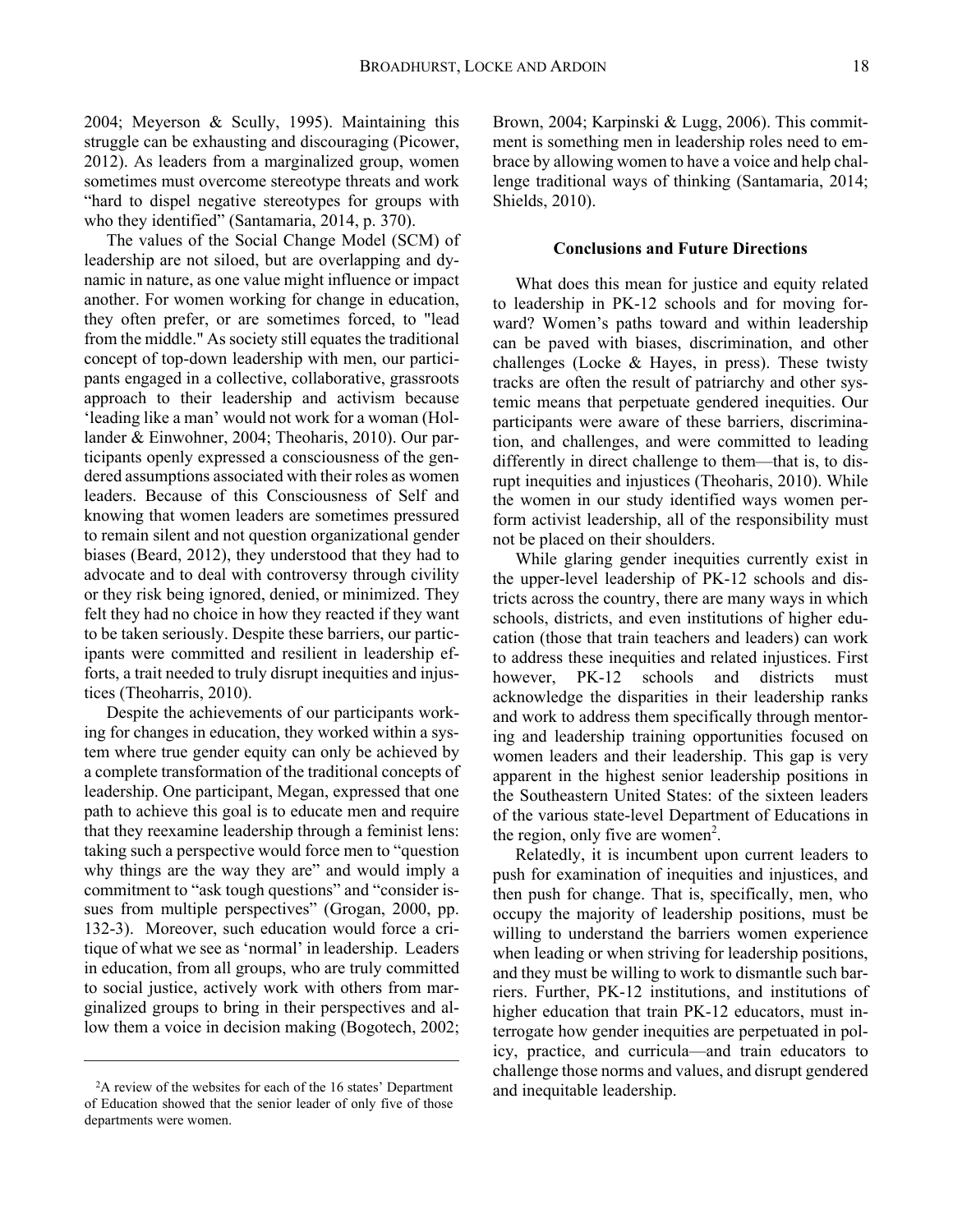2004; Meyerson & Scully, 1995). Maintaining this struggle can be exhausting and discouraging (Picower, 2012). As leaders from a marginalized group, women sometimes must overcome stereotype threats and work "hard to dispel negative stereotypes for groups with who they identified" (Santamaria, 2014, p. 370).

The values of the Social Change Model (SCM) of leadership are not siloed, but are overlapping and dynamic in nature, as one value might influence or impact another. For women working for change in education, they often prefer, or are sometimes forced, to "lead from the middle." As society still equates the traditional concept of top-down leadership with men, our participants engaged in a collective, collaborative, grassroots approach to their leadership and activism because 'leading like a man' would not work for a woman (Hollander & Einwohner, 2004; Theoharis, 2010). Our participants openly expressed a consciousness of the gendered assumptions associated with their roles as women leaders. Because of this Consciousness of Self and knowing that women leaders are sometimes pressured to remain silent and not question organizational gender biases (Beard, 2012), they understood that they had to advocate and to deal with controversy through civility or they risk being ignored, denied, or minimized. They felt they had no choice in how they reacted if they want to be taken seriously. Despite these barriers, our participants were committed and resilient in leadership efforts, a trait needed to truly disrupt inequities and injustices (Theoharris, 2010).

Despite the achievements of our participants working for changes in education, they worked within a system where true gender equity can only be achieved by a complete transformation of the traditional concepts of leadership. One participant, Megan, expressed that one path to achieve this goal is to educate men and require that they reexamine leadership through a feminist lens: taking such a perspective would force men to "question why things are the way they are" and would imply a commitment to "ask tough questions" and "consider issues from multiple perspectives" (Grogan, 2000, pp. 132-3). Moreover, such education would force a critique of what we see as 'normal' in leadership. Leaders in education, from all groups, who are truly committed to social justice, actively work with others from marginalized groups to bring in their perspectives and allow them a voice in decision making (Bogotech, 2002; Brown, 2004; Karpinski & Lugg, 2006). This commitment is something men in leadership roles need to embrace by allowing women to have a voice and help challenge traditional ways of thinking (Santamaria, 2014; Shields, 2010).

### Conclusions and Future Directions

What does this mean for justice and equity related to leadership in PK-12 schools and for moving forward? Women's paths toward and within leadership can be paved with biases, discrimination, and other challenges (Locke & Hayes, in press). These twisty tracks are often the result of patriarchy and other systemic means that perpetuate gendered inequities. Our participants were aware of these barriers, discrimination, and challenges, and were committed to leading differently in direct challenge to them—that is, to disrupt inequities and injustices (Theoharis, 2010). While the women in our study identified ways women perform activist leadership, all of the responsibility must not be placed on their shoulders.

While glaring gender inequities currently exist in the upper-level leadership of PK-12 schools and districts across the country, there are many ways in which schools, districts, and even institutions of higher education (those that train teachers and leaders) can work to address these inequities and related injustices. First however, PK-12 schools and districts must acknowledge the disparities in their leadership ranks and work to address them specifically through mentoring and leadership training opportunities focused on women leaders and their leadership. This gap is very apparent in the highest senior leadership positions in the Southeastern United States: of the sixteen leaders of the various state-level Department of Educations in the region, only five are women[2].

Relatedly, it is incumbent upon current leaders to push for examination of inequities and injustices, and then push for change. That is, specifically, men, who occupy the majority of leadership positions, must be willing to understand the barriers women experience when leading or when striving for leadership positions, and they must be willing to work to dismantle such barriers. Further, PK-12 institutions, and institutions of higher education that train PK-12 educators, must interrogate how gender inequities are perpetuated in policy, practice, and curricula—and train educators to challenge those norms and values, and disrupt gendered and inequitable leadership.

[2]A review of the websites for each of the 16 states' Department of Education showed that the senior leader of only five of those departments were women.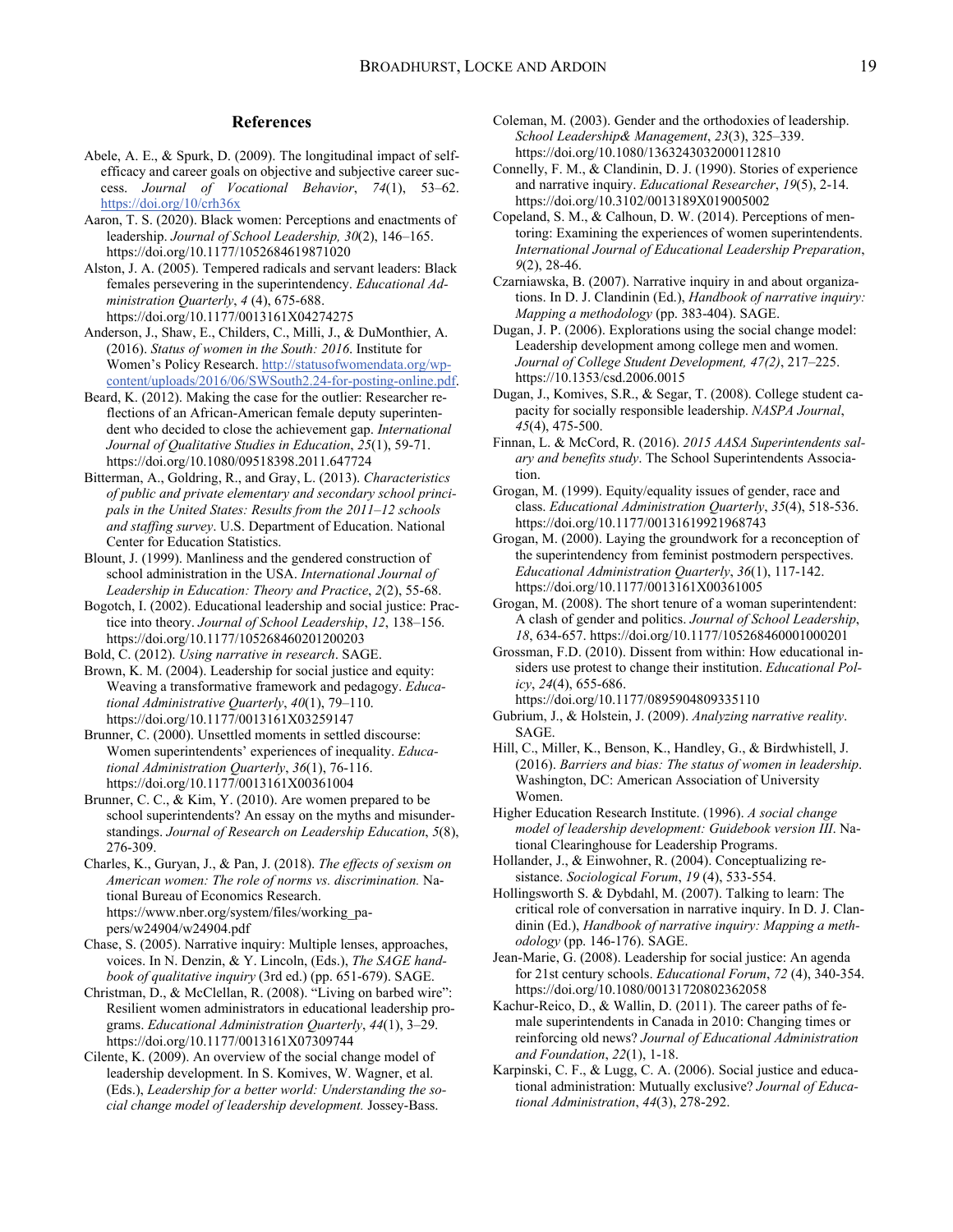## References

Abele, A. E., & Spurk, D. (2009). The longitudinal impact of self-efficacy and career goals on objective and subjective career success. *Journal of Vocational Behavior*, *74*(1), 53–62. https://doi.org/10/crh36x

Aaron, T. S. (2020). Black women: Perceptions and enactments of leadership. *Journal of School Leadership, 30*(2), 146–165. https://doi.org/10.1177/1052684619871020

Alston, J. A. (2005). Tempered radicals and servant leaders: Black females persevering in the superintendency. *Educational Administration Quarterly*, *4* (4), 675-688. https://doi.org/10.1177/0013161X04274275

Anderson, J., Shaw, E., Childers, C., Milli, J., & DuMonthier, A. (2016). *Status of women in the South: 2016*. Institute for Women's Policy Research. http://statusofwomendata.org/wp-content/uploads/2016/06/SWSouth2.24-for-posting-online.pdf.

Beard, K. (2012). Making the case for the outlier: Researcher reflections of an African-American female deputy superintendent who decided to close the achievement gap. *International Journal of Qualitative Studies in Education*, *25*(1), 59-71. https://doi.org/10.1080/09518398.2011.647724

Bitterman, A., Goldring, R., and Gray, L. (2013). *Characteristics of public and private elementary and secondary school principals in the United States: Results from the 2011–12 schools and staffing survey*. U.S. Department of Education. National Center for Education Statistics.

Blount, J. (1999). Manliness and the gendered construction of school administration in the USA. *International Journal of Leadership in Education: Theory and Practice*, *2*(2), 55-68.

Bogotch, I. (2002). Educational leadership and social justice: Practice into theory. *Journal of School Leadership*, *12*, 138–156. https://doi.org/10.1177/105268460201200203

Bold, C. (2012). *Using narrative in research*. SAGE.

Brown, K. M. (2004). Leadership for social justice and equity: Weaving a transformative framework and pedagogy. *Educational Administrative Quarterly*, *40*(1), 79–110. https://doi.org/10.1177/0013161X03259147

Brunner, C. (2000). Unsettled moments in settled discourse: Women superintendents' experiences of inequality. *Educational Administration Quarterly*, *36*(1), 76-116. https://doi.org/10.1177/0013161X00361004

Brunner, C. C., & Kim, Y. (2010). Are women prepared to be school superintendents? An essay on the myths and misunderstandings. *Journal of Research on Leadership Education*, *5*(8), 276-309.

Charles, K., Guryan, J., & Pan, J. (2018). *The effects of sexism on American women: The role of norms vs. discrimination.* National Bureau of Economics Research. https://www.nber.org/system/files/working_papers/w24904/w24904.pdf

Chase, S. (2005). Narrative inquiry: Multiple lenses, approaches, voices. In N. Denzin, & Y. Lincoln, (Eds.), *The SAGE handbook of qualitative inquiry* (3rd ed.) (pp. 651-679). SAGE.

Christman, D., & McClellan, R. (2008). "Living on barbed wire": Resilient women administrators in educational leadership programs. *Educational Administration Quarterly*, *44*(1), 3–29. https://doi.org/10.1177/0013161X07309744

Cilente, K. (2009). An overview of the social change model of leadership development. In S. Komives, W. Wagner, et al. (Eds.), *Leadership for a better world: Understanding the social change model of leadership development.* Jossey-Bass.

Coleman, M. (2003). Gender and the orthodoxies of leadership. *School Leadership& Management*, *23*(3), 325–339. https://doi.org/10.1080/1363243032000112810

Connelly, F. M., & Clandinin, D. J. (1990). Stories of experience and narrative inquiry. *Educational Researcher*, *19*(5), 2-14. https://doi.org/10.3102/0013189X019005002

Copeland, S. M., & Calhoun, D. W. (2014). Perceptions of mentoring: Examining the experiences of women superintendents. *International Journal of Educational Leadership Preparation*, *9*(2), 28-46.

Czarniawska, B. (2007). Narrative inquiry in and about organizations. In D. J. Clandinin (Ed.), *Handbook of narrative inquiry: Mapping a methodology* (pp. 383-404). SAGE.

Dugan, J. P. (2006). Explorations using the social change model: Leadership development among college men and women. *Journal of College Student Development, 47(2)*, 217–225. https://10.1353/csd.2006.0015

Dugan, J., Komives, S.R., & Segar, T. (2008). College student capacity for socially responsible leadership. *NASPA Journal*, *45*(4), 475-500.

Finnan, L. & McCord, R. (2016). *2015 AASA Superintendents salary and benefits study*. The School Superintendents Association.

Grogan, M. (1999). Equity/equality issues of gender, race and class. *Educational Administration Quarterly*, *35*(4), 518-536. https://doi.org/10.1177/00131619921968743

Grogan, M. (2000). Laying the groundwork for a reconception of the superintendency from feminist postmodern perspectives. *Educational Administration Quarterly*, *36*(1), 117-142. https://doi.org/10.1177/0013161X00361005

Grogan, M. (2008). The short tenure of a woman superintendent: A clash of gender and politics. *Journal of School Leadership*, *18*, 634-657. https://doi.org/10.1177/105268460001000201

Grossman, F.D. (2010). Dissent from within: How educational insiders use protest to change their institution. *Educational Policy*, *24*(4), 655-686. https://doi.org/10.1177/0895904809335110

Gubrium, J., & Holstein, J. (2009). *Analyzing narrative reality*. SAGE.

Hill, C., Miller, K., Benson, K., Handley, G., & Birdwhistell, J. (2016). *Barriers and bias: The status of women in leadership*. Washington, DC: American Association of University Women.

Higher Education Research Institute. (1996). *A social change model of leadership development: Guidebook version III*. National Clearinghouse for Leadership Programs.

Hollander, J., & Einwohner, R. (2004). Conceptualizing resistance. *Sociological Forum*, *19* (4), 533-554.

Hollingsworth S. & Dybdahl, M. (2007). Talking to learn: The critical role of conversation in narrative inquiry. In D. J. Clandinin (Ed.), *Handbook of narrative inquiry: Mapping a methodology* (pp. 146-176). SAGE.

Jean-Marie, G. (2008). Leadership for social justice: An agenda for 21st century schools. *Educational Forum*, *72* (4), 340-354. https://doi.org/10.1080/00131720802362058

Kachur-Reico, D., & Wallin, D. (2011). The career paths of female superintendents in Canada in 2010: Changing times or reinforcing old news? *Journal of Educational Administration and Foundation*, *22*(1), 1-18.

Karpinski, C. F., & Lugg, C. A. (2006). Social justice and educational administration: Mutually exclusive? *Journal of Educational Administration*, *44*(3), 278-292.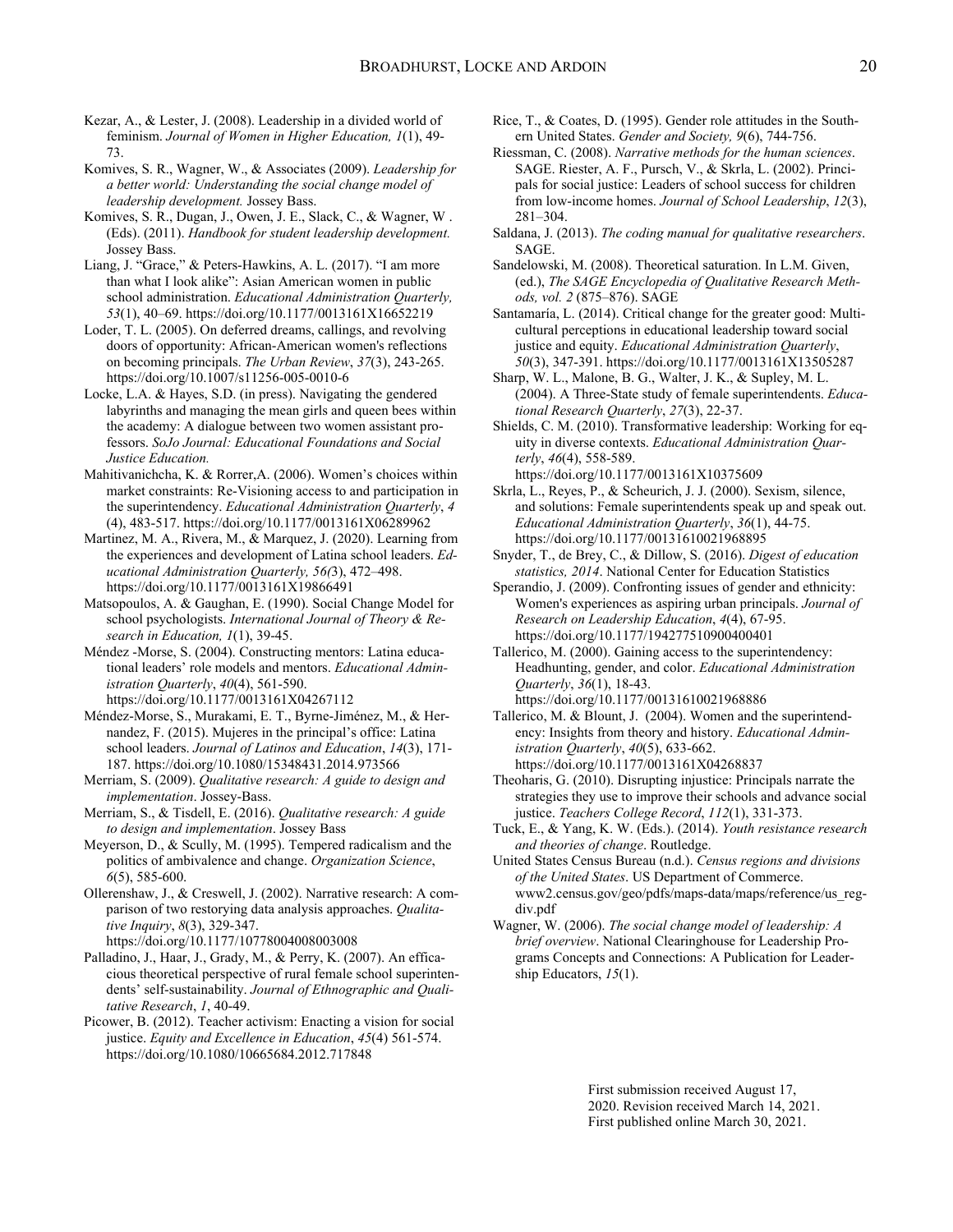Kezar, A., & Lester, J. (2008). Leadership in a divided world of feminism. *Journal of Women in Higher Education, 1*(1), 49-73.

Komives, S. R., Wagner, W., & Associates (2009). *Leadership for a better world: Understanding the social change model of leadership development.* Jossey Bass.

Komives, S. R., Dugan, J., Owen, J. E., Slack, C., & Wagner, W . (Eds). (2011). *Handbook for student leadership development.* Jossey Bass.

Liang, J. "Grace," & Peters-Hawkins, A. L. (2017). "I am more than what I look alike": Asian American women in public school administration. *Educational Administration Quarterly, 53*(1), 40–69. https://doi.org/10.1177/0013161X16652219

Loder, T. L. (2005). On deferred dreams, callings, and revolving doors of opportunity: African-American women's reflections on becoming principals. *The Urban Review*, *37*(3), 243-265. https://doi.org/10.1007/s11256-005-0010-6

Locke, L.A. & Hayes, S.D. (in press). Navigating the gendered labyrinths and managing the mean girls and queen bees within the academy: A dialogue between two women assistant professors. *SoJo Journal: Educational Foundations and Social Justice Education.*

Mahitivanichcha, K. & Rorrer,A. (2006). Women's choices within market constraints: Re-Visioning access to and participation in the superintendency. *Educational Administration Quarterly*, *4* (4), 483-517. https://doi.org/10.1177/0013161X06289962

Martinez, M. A., Rivera, M., & Marquez, J. (2020). Learning from the experiences and development of Latina school leaders. *Educational Administration Quarterly, 56(*3), 472–498. https://doi.org/10.1177/0013161X19866491

Matsopoulos, A. & Gaughan, E. (1990). Social Change Model for school psychologists. *International Journal of Theory & Research in Education, 1*(1), 39-45.

Méndez -Morse, S. (2004). Constructing mentors: Latina educational leaders' role models and mentors. *Educational Administration Quarterly*, *40*(4), 561-590. https://doi.org/10.1177/0013161X04267112

Méndez-Morse, S., Murakami, E. T., Byrne-Jiménez, M., & Hernandez, F. (2015). Mujeres in the principal's office: Latina school leaders. *Journal of Latinos and Education*, *14*(3), 171-187. https://doi.org/10.1080/15348431.2014.973566

Merriam, S. (2009). *Qualitative research: A guide to design and implementation*. Jossey-Bass.

Merriam, S., & Tisdell, E. (2016). *Qualitative research: A guide to design and implementation*. Jossey Bass

Meyerson, D., & Scully, M. (1995). Tempered radicalism and the politics of ambivalence and change. *Organization Science*, *6*(5), 585-600.

Ollerenshaw, J., & Creswell, J. (2002). Narrative research: A comparison of two restorying data analysis approaches. *Qualitative Inquiry*, *8*(3), 329-347. https://doi.org/10.1177/10778004008003008

Palladino, J., Haar, J., Grady, M., & Perry, K. (2007). An efficacious theoretical perspective of rural female school superintendents' self-sustainability. *Journal of Ethnographic and Qualitative Research*, *1*, 40-49.

Picower, B. (2012). Teacher activism: Enacting a vision for social justice. *Equity and Excellence in Education*, *45*(4) 561-574. https://doi.org/10.1080/10665684.2012.717848

Rice, T., & Coates, D. (1995). Gender role attitudes in the Southern United States. *Gender and Society, 9*(6), 744-756.

Riessman, C. (2008). *Narrative methods for the human sciences*. SAGE. Riester, A. F., Pursch, V., & Skrla, L. (2002). Principals for social justice: Leaders of school success for children from low-income homes. *Journal of School Leadership*, *12*(3), 281–304.

Saldana, J. (2013). *The coding manual for qualitative researchers*. SAGE.

Sandelowski, M. (2008). Theoretical saturation. In L.M. Given, (ed.), *The SAGE Encyclopedia of Qualitative Research Methods, vol. 2* (875–876). SAGE

Santamaría, L. (2014). Critical change for the greater good: Multicultural perceptions in educational leadership toward social justice and equity. *Educational Administration Quarterly*, *50*(3), 347-391. https://doi.org/10.1177/0013161X13505287

Sharp, W. L., Malone, B. G., Walter, J. K., & Supley, M. L. (2004). A Three-State study of female superintendents. *Educational Research Quarterly*, *27*(3), 22-37.

Shields, C. M. (2010). Transformative leadership: Working for equity in diverse contexts. *Educational Administration Quarterly*, *46*(4), 558-589. https://doi.org/10.1177/0013161X10375609

Skrla, L., Reyes, P., & Scheurich, J. J. (2000). Sexism, silence, and solutions: Female superintendents speak up and speak out. *Educational Administration Quarterly*, *36*(1), 44-75. https://doi.org/10.1177/00131610021968895

Snyder, T., de Brey, C., & Dillow, S. (2016). *Digest of education statistics, 2014*. National Center for Education Statistics

Sperandio, J. (2009). Confronting issues of gender and ethnicity: Women's experiences as aspiring urban principals. *Journal of Research on Leadership Education*, *4*(4), 67-95. https://doi.org/10.1177/194277510900400401

Tallerico, M. (2000). Gaining access to the superintendency: Headhunting, gender, and color. *Educational Administration Quarterly*, *36*(1), 18-43. https://doi.org/10.1177/00131610021968886

Tallerico, M. & Blount, J. (2004). Women and the superintendency: Insights from theory and history. *Educational Administration Quarterly*, *40*(5), 633-662. https://doi.org/10.1177/0013161X04268837

Theoharis, G. (2010). Disrupting injustice: Principals narrate the strategies they use to improve their schools and advance social justice. *Teachers College Record*, *112*(1), 331-373.

Tuck, E., & Yang, K. W. (Eds.). (2014). *Youth resistance research and theories of change*. Routledge.

United States Census Bureau (n.d.). *Census regions and divisions of the United States*. US Department of Commerce. www2.census.gov/geo/pdfs/maps-data/maps/reference/us_regdiv.pdf

Wagner, W. (2006). *The social change model of leadership: A brief overview*. National Clearinghouse for Leadership Programs Concepts and Connections: A Publication for Leadership Educators, *15*(1).

First submission received August 17, 2020. Revision received March 14, 2021. First published online March 30, 2021.